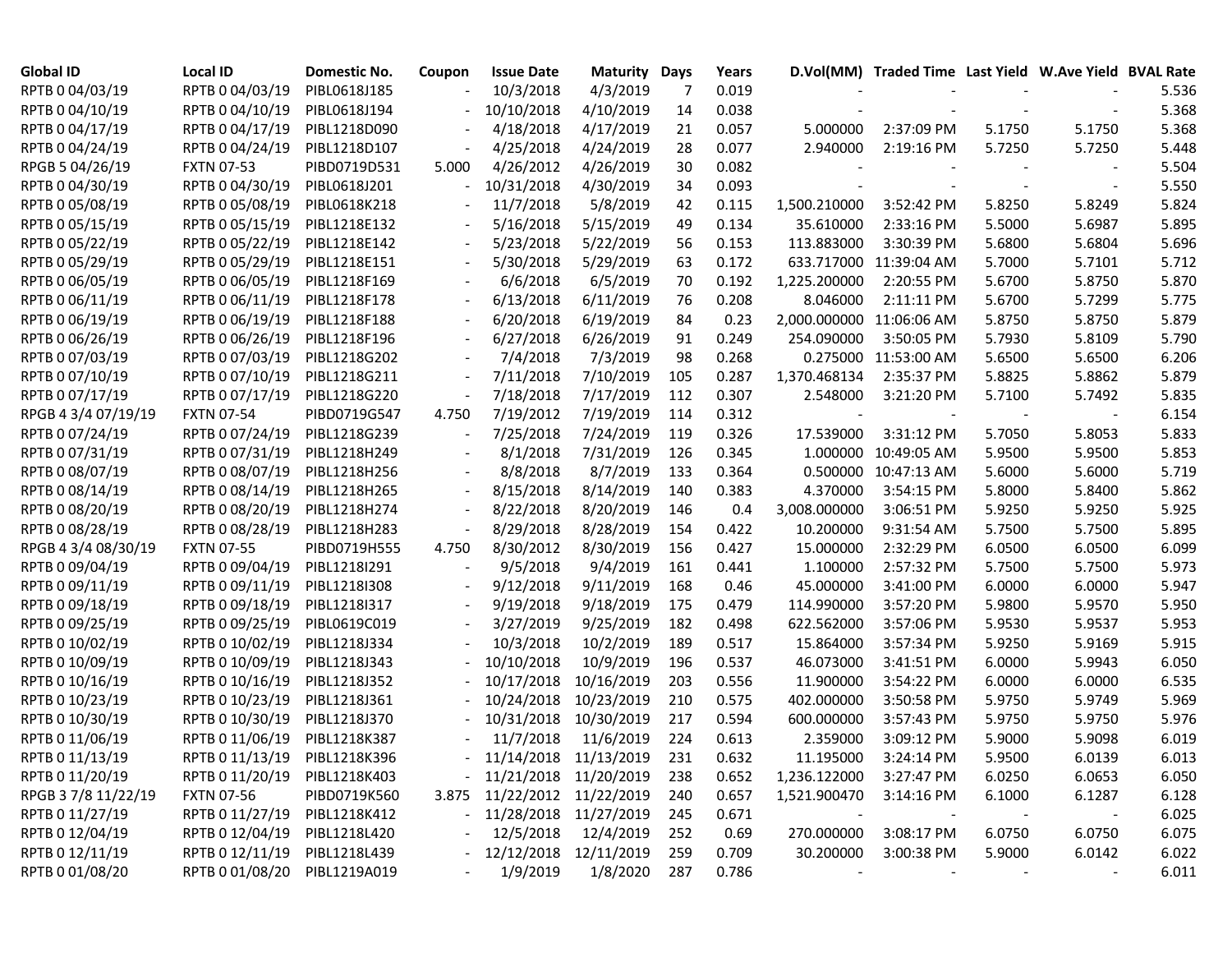| Global ID | Local ID | Domestic No. | Coupon | Issue Date | Maturity | Days | Years | D.Vol(MM) | Traded Time | Last Yield | W.Ave Yield | BVAL Rate |
|---|---|---|---|---|---|---|---|---|---|---|---|---|
| RPTB 0 04/03/19 | RPTB 0 04/03/19 | PIBL0618J185 | - | 10/3/2018 | 4/3/2019 | 7 | 0.019 | - | - | - | - | 5.536 |
| RPTB 0 04/10/19 | RPTB 0 04/10/19 | PIBL0618J194 | - | 10/10/2018 | 4/10/2019 | 14 | 0.038 | - | - | - | - | 5.368 |
| RPTB 0 04/17/19 | RPTB 0 04/17/19 | PIBL1218D090 | - | 4/18/2018 | 4/17/2019 | 21 | 0.057 | 5.000000 | 2:37:09 PM | 5.1750 | 5.1750 | 5.368 |
| RPTB 0 04/24/19 | RPTB 0 04/24/19 | PIBL1218D107 | - | 4/25/2018 | 4/24/2019 | 28 | 0.077 | 2.940000 | 2:19:16 PM | 5.7250 | 5.7250 | 5.448 |
| RPGB 5 04/26/19 | FXTN 07-53 | PIBD0719D531 | 5.000 | 4/26/2012 | 4/26/2019 | 30 | 0.082 | - | - | - | - | 5.504 |
| RPTB 0 04/30/19 | RPTB 0 04/30/19 | PIBL0618J201 | - | 10/31/2018 | 4/30/2019 | 34 | 0.093 | - | - | - | - | 5.550 |
| RPTB 0 05/08/19 | RPTB 0 05/08/19 | PIBL0618K218 | - | 11/7/2018 | 5/8/2019 | 42 | 0.115 | 1,500.210000 | 3:52:42 PM | 5.8250 | 5.8249 | 5.824 |
| RPTB 0 05/15/19 | RPTB 0 05/15/19 | PIBL1218E132 | - | 5/16/2018 | 5/15/2019 | 49 | 0.134 | 35.610000 | 2:33:16 PM | 5.5000 | 5.6987 | 5.895 |
| RPTB 0 05/22/19 | RPTB 0 05/22/19 | PIBL1218E142 | - | 5/23/2018 | 5/22/2019 | 56 | 0.153 | 113.883000 | 3:30:39 PM | 5.6800 | 5.6804 | 5.696 |
| RPTB 0 05/29/19 | RPTB 0 05/29/19 | PIBL1218E151 | - | 5/30/2018 | 5/29/2019 | 63 | 0.172 | 633.717000 | 11:39:04 AM | 5.7000 | 5.7101 | 5.712 |
| RPTB 0 06/05/19 | RPTB 0 06/05/19 | PIBL1218F169 | - | 6/6/2018 | 6/5/2019 | 70 | 0.192 | 1,225.200000 | 2:20:55 PM | 5.6700 | 5.8750 | 5.870 |
| RPTB 0 06/11/19 | RPTB 0 06/11/19 | PIBL1218F178 | - | 6/13/2018 | 6/11/2019 | 76 | 0.208 | 8.046000 | 2:11:11 PM | 5.6700 | 5.7299 | 5.775 |
| RPTB 0 06/19/19 | RPTB 0 06/19/19 | PIBL1218F188 | - | 6/20/2018 | 6/19/2019 | 84 | 0.23 | 2,000.000000 | 11:06:06 AM | 5.8750 | 5.8750 | 5.879 |
| RPTB 0 06/26/19 | RPTB 0 06/26/19 | PIBL1218F196 | - | 6/27/2018 | 6/26/2019 | 91 | 0.249 | 254.090000 | 3:50:05 PM | 5.7930 | 5.8109 | 5.790 |
| RPTB 0 07/03/19 | RPTB 0 07/03/19 | PIBL1218G202 | - | 7/4/2018 | 7/3/2019 | 98 | 0.268 | 0.275000 | 11:53:00 AM | 5.6500 | 5.6500 | 6.206 |
| RPTB 0 07/10/19 | RPTB 0 07/10/19 | PIBL1218G211 | - | 7/11/2018 | 7/10/2019 | 105 | 0.287 | 1,370.468134 | 2:35:37 PM | 5.8825 | 5.8862 | 5.879 |
| RPTB 0 07/17/19 | RPTB 0 07/17/19 | PIBL1218G220 | - | 7/18/2018 | 7/17/2019 | 112 | 0.307 | 2.548000 | 3:21:20 PM | 5.7100 | 5.7492 | 5.835 |
| RPGB 4 3/4 07/19/19 | FXTN 07-54 | PIBD0719G547 | 4.750 | 7/19/2012 | 7/19/2019 | 114 | 0.312 | - | - | - | - | 6.154 |
| RPTB 0 07/24/19 | RPTB 0 07/24/19 | PIBL1218G239 | - | 7/25/2018 | 7/24/2019 | 119 | 0.326 | 17.539000 | 3:31:12 PM | 5.7050 | 5.8053 | 5.833 |
| RPTB 0 07/31/19 | RPTB 0 07/31/19 | PIBL1218H249 | - | 8/1/2018 | 7/31/2019 | 126 | 0.345 | 1.000000 | 10:49:05 AM | 5.9500 | 5.9500 | 5.853 |
| RPTB 0 08/07/19 | RPTB 0 08/07/19 | PIBL1218H256 | - | 8/8/2018 | 8/7/2019 | 133 | 0.364 | 0.500000 | 10:47:13 AM | 5.6000 | 5.6000 | 5.719 |
| RPTB 0 08/14/19 | RPTB 0 08/14/19 | PIBL1218H265 | - | 8/15/2018 | 8/14/2019 | 140 | 0.383 | 4.370000 | 3:54:15 PM | 5.8000 | 5.8400 | 5.862 |
| RPTB 0 08/20/19 | RPTB 0 08/20/19 | PIBL1218H274 | - | 8/22/2018 | 8/20/2019 | 146 | 0.4 | 3,008.000000 | 3:06:51 PM | 5.9250 | 5.9250 | 5.925 |
| RPTB 0 08/28/19 | RPTB 0 08/28/19 | PIBL1218H283 | - | 8/29/2018 | 8/28/2019 | 154 | 0.422 | 10.200000 | 9:31:54 AM | 5.7500 | 5.7500 | 5.895 |
| RPGB 4 3/4 08/30/19 | FXTN 07-55 | PIBD0719H555 | 4.750 | 8/30/2012 | 8/30/2019 | 156 | 0.427 | 15.000000 | 2:32:29 PM | 6.0500 | 6.0500 | 6.099 |
| RPTB 0 09/04/19 | RPTB 0 09/04/19 | PIBL1218I291 | - | 9/5/2018 | 9/4/2019 | 161 | 0.441 | 1.100000 | 2:57:32 PM | 5.7500 | 5.7500 | 5.973 |
| RPTB 0 09/11/19 | RPTB 0 09/11/19 | PIBL1218I308 | - | 9/12/2018 | 9/11/2019 | 168 | 0.46 | 45.000000 | 3:41:00 PM | 6.0000 | 6.0000 | 5.947 |
| RPTB 0 09/18/19 | RPTB 0 09/18/19 | PIBL1218I317 | - | 9/19/2018 | 9/18/2019 | 175 | 0.479 | 114.990000 | 3:57:20 PM | 5.9800 | 5.9570 | 5.950 |
| RPTB 0 09/25/19 | RPTB 0 09/25/19 | PIBL0619C019 | - | 3/27/2019 | 9/25/2019 | 182 | 0.498 | 622.562000 | 3:57:06 PM | 5.9530 | 5.9537 | 5.953 |
| RPTB 0 10/02/19 | RPTB 0 10/02/19 | PIBL1218J334 | - | 10/3/2018 | 10/2/2019 | 189 | 0.517 | 15.864000 | 3:57:34 PM | 5.9250 | 5.9169 | 5.915 |
| RPTB 0 10/09/19 | RPTB 0 10/09/19 | PIBL1218J343 | - | 10/10/2018 | 10/9/2019 | 196 | 0.537 | 46.073000 | 3:41:51 PM | 6.0000 | 5.9943 | 6.050 |
| RPTB 0 10/16/19 | RPTB 0 10/16/19 | PIBL1218J352 | - | 10/17/2018 | 10/16/2019 | 203 | 0.556 | 11.900000 | 3:54:22 PM | 6.0000 | 6.0000 | 6.535 |
| RPTB 0 10/23/19 | RPTB 0 10/23/19 | PIBL1218J361 | - | 10/24/2018 | 10/23/2019 | 210 | 0.575 | 402.000000 | 3:50:58 PM | 5.9750 | 5.9749 | 5.969 |
| RPTB 0 10/30/19 | RPTB 0 10/30/19 | PIBL1218J370 | - | 10/31/2018 | 10/30/2019 | 217 | 0.594 | 600.000000 | 3:57:43 PM | 5.9750 | 5.9750 | 5.976 |
| RPTB 0 11/06/19 | RPTB 0 11/06/19 | PIBL1218K387 | - | 11/7/2018 | 11/6/2019 | 224 | 0.613 | 2.359000 | 3:09:12 PM | 5.9000 | 5.9098 | 6.019 |
| RPTB 0 11/13/19 | RPTB 0 11/13/19 | PIBL1218K396 | - | 11/14/2018 | 11/13/2019 | 231 | 0.632 | 11.195000 | 3:24:14 PM | 5.9500 | 6.0139 | 6.013 |
| RPTB 0 11/20/19 | RPTB 0 11/20/19 | PIBL1218K403 | - | 11/21/2018 | 11/20/2019 | 238 | 0.652 | 1,236.122000 | 3:27:47 PM | 6.0250 | 6.0653 | 6.050 |
| RPGB 3 7/8 11/22/19 | FXTN 07-56 | PIBD0719K560 | 3.875 | 11/22/2012 | 11/22/2019 | 240 | 0.657 | 1,521.900470 | 3:14:16 PM | 6.1000 | 6.1287 | 6.128 |
| RPTB 0 11/27/19 | RPTB 0 11/27/19 | PIBL1218K412 | - | 11/28/2018 | 11/27/2019 | 245 | 0.671 | - | - | - | - | 6.025 |
| RPTB 0 12/04/19 | RPTB 0 12/04/19 | PIBL1218L420 | - | 12/5/2018 | 12/4/2019 | 252 | 0.69 | 270.000000 | 3:08:17 PM | 6.0750 | 6.0750 | 6.075 |
| RPTB 0 12/11/19 | RPTB 0 12/11/19 | PIBL1218L439 | - | 12/12/2018 | 12/11/2019 | 259 | 0.709 | 30.200000 | 3:00:38 PM | 5.9000 | 6.0142 | 6.022 |
| RPTB 0 01/08/20 | RPTB 0 01/08/20 | PIBL1219A019 | - | 1/9/2019 | 1/8/2020 | 287 | 0.786 | - | - | - | - | 6.011 |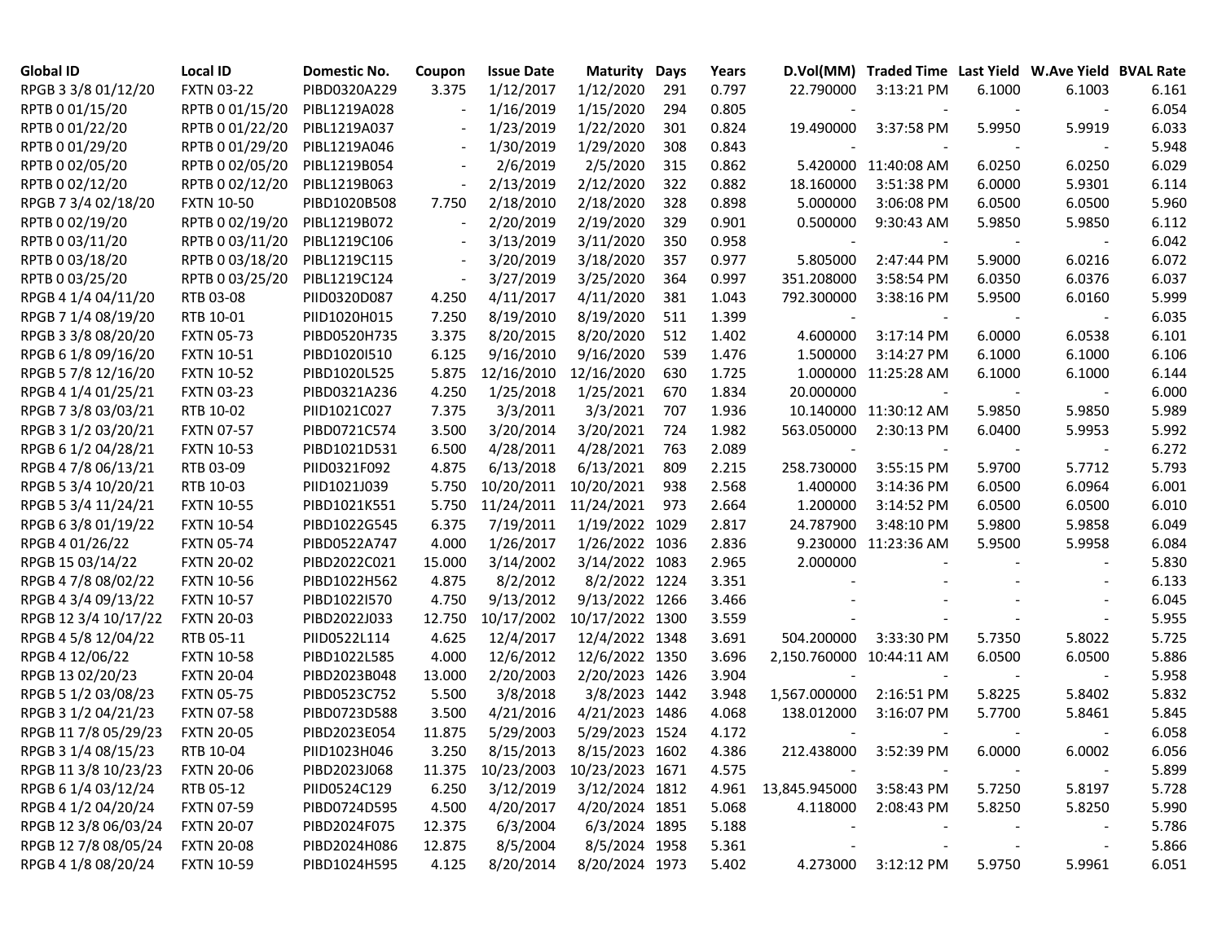| Global ID | Local ID | Domestic No. | Coupon | Issue Date | Maturity | Days | Years | D.Vol(MM) | Traded Time | Last Yield | W.Ave Yield | BVAL Rate |
|---|---|---|---|---|---|---|---|---|---|---|---|---|
| RPGB 3 3/8 01/12/20 | FXTN 03-22 | PIBD0320A229 | 3.375 | 1/12/2017 | 1/12/2020 | 291 | 0.797 | 22.790000 | 3:13:21 PM | 6.1000 | 6.1003 | 6.161 |
| RPTB 0 01/15/20 | RPTB 0 01/15/20 | PIBL1219A028 | - | 1/16/2019 | 1/15/2020 | 294 | 0.805 | - | - | - | - | 6.054 |
| RPTB 0 01/22/20 | RPTB 0 01/22/20 | PIBL1219A037 | - | 1/23/2019 | 1/22/2020 | 301 | 0.824 | 19.490000 | 3:37:58 PM | 5.9950 | 5.9919 | 6.033 |
| RPTB 0 01/29/20 | RPTB 0 01/29/20 | PIBL1219A046 | - | 1/30/2019 | 1/29/2020 | 308 | 0.843 | - | - | - | - | 5.948 |
| RPTB 0 02/05/20 | RPTB 0 02/05/20 | PIBL1219B054 | - | 2/6/2019 | 2/5/2020 | 315 | 0.862 | 5.420000 | 11:40:08 AM | 6.0250 | 6.0250 | 6.029 |
| RPTB 0 02/12/20 | RPTB 0 02/12/20 | PIBL1219B063 | - | 2/13/2019 | 2/12/2020 | 322 | 0.882 | 18.160000 | 3:51:38 PM | 6.0000 | 5.9301 | 6.114 |
| RPGB 7 3/4 02/18/20 | FXTN 10-50 | PIBD1020B508 | 7.750 | 2/18/2010 | 2/18/2020 | 328 | 0.898 | 5.000000 | 3:06:08 PM | 6.0500 | 6.0500 | 5.960 |
| RPTB 0 02/19/20 | RPTB 0 02/19/20 | PIBL1219B072 | - | 2/20/2019 | 2/19/2020 | 329 | 0.901 | 0.500000 | 9:30:43 AM | 5.9850 | 5.9850 | 6.112 |
| RPTB 0 03/11/20 | RPTB 0 03/11/20 | PIBL1219C106 | - | 3/13/2019 | 3/11/2020 | 350 | 0.958 | - | - | - | - | 6.042 |
| RPTB 0 03/18/20 | RPTB 0 03/18/20 | PIBL1219C115 | - | 3/20/2019 | 3/18/2020 | 357 | 0.977 | 5.805000 | 2:47:44 PM | 5.9000 | 6.0216 | 6.072 |
| RPTB 0 03/25/20 | RPTB 0 03/25/20 | PIBL1219C124 | - | 3/27/2019 | 3/25/2020 | 364 | 0.997 | 351.208000 | 3:58:54 PM | 6.0350 | 6.0376 | 6.037 |
| RPGB 4 1/4 04/11/20 | RTB 03-08 | PIID0320D087 | 4.250 | 4/11/2017 | 4/11/2020 | 381 | 1.043 | 792.300000 | 3:38:16 PM | 5.9500 | 6.0160 | 5.999 |
| RPGB 7 1/4 08/19/20 | RTB 10-01 | PIID1020H015 | 7.250 | 8/19/2010 | 8/19/2020 | 511 | 1.399 | - | - | - | - | 6.035 |
| RPGB 3 3/8 08/20/20 | FXTN 05-73 | PIBD0520H735 | 3.375 | 8/20/2015 | 8/20/2020 | 512 | 1.402 | 4.600000 | 3:17:14 PM | 6.0000 | 6.0538 | 6.101 |
| RPGB 6 1/8 09/16/20 | FXTN 10-51 | PIBD1020I510 | 6.125 | 9/16/2010 | 9/16/2020 | 539 | 1.476 | 1.500000 | 3:14:27 PM | 6.1000 | 6.1000 | 6.106 |
| RPGB 5 7/8 12/16/20 | FXTN 10-52 | PIBD1020L525 | 5.875 | 12/16/2010 | 12/16/2020 | 630 | 1.725 | 1.000000 | 11:25:28 AM | 6.1000 | 6.1000 | 6.144 |
| RPGB 4 1/4 01/25/21 | FXTN 03-23 | PIBD0321A236 | 4.250 | 1/25/2018 | 1/25/2021 | 670 | 1.834 | 20.000000 | - | - | - | 6.000 |
| RPGB 7 3/8 03/03/21 | RTB 10-02 | PIID1021C027 | 7.375 | 3/3/2011 | 3/3/2021 | 707 | 1.936 | 10.140000 | 11:30:12 AM | 5.9850 | 5.9850 | 5.989 |
| RPGB 3 1/2 03/20/21 | FXTN 07-57 | PIBD0721C574 | 3.500 | 3/20/2014 | 3/20/2021 | 724 | 1.982 | 563.050000 | 2:30:13 PM | 6.0400 | 5.9953 | 5.992 |
| RPGB 6 1/2 04/28/21 | FXTN 10-53 | PIBD1021D531 | 6.500 | 4/28/2011 | 4/28/2021 | 763 | 2.089 | - | - | - | - | 6.272 |
| RPGB 4 7/8 06/13/21 | RTB 03-09 | PIID0321F092 | 4.875 | 6/13/2018 | 6/13/2021 | 809 | 2.215 | 258.730000 | 3:55:15 PM | 5.9700 | 5.7712 | 5.793 |
| RPGB 5 3/4 10/20/21 | RTB 10-03 | PIID1021J039 | 5.750 | 10/20/2011 | 10/20/2021 | 938 | 2.568 | 1.400000 | 3:14:36 PM | 6.0500 | 6.0964 | 6.001 |
| RPGB 5 3/4 11/24/21 | FXTN 10-55 | PIBD1021K551 | 5.750 | 11/24/2011 | 11/24/2021 | 973 | 2.664 | 1.200000 | 3:14:52 PM | 6.0500 | 6.0500 | 6.010 |
| RPGB 6 3/8 01/19/22 | FXTN 10-54 | PIBD1022G545 | 6.375 | 7/19/2011 | 1/19/2022 | 1029 | 2.817 | 24.787900 | 3:48:10 PM | 5.9800 | 5.9858 | 6.049 |
| RPGB 4 01/26/22 | FXTN 05-74 | PIBD0522A747 | 4.000 | 1/26/2017 | 1/26/2022 | 1036 | 2.836 | 9.230000 | 11:23:36 AM | 5.9500 | 5.9958 | 6.084 |
| RPGB 15 03/14/22 | FXTN 20-02 | PIBD2022C021 | 15.000 | 3/14/2002 | 3/14/2022 | 1083 | 2.965 | 2.000000 | - | - | - | 5.830 |
| RPGB 4 7/8 08/02/22 | FXTN 10-56 | PIBD1022H562 | 4.875 | 8/2/2012 | 8/2/2022 | 1224 | 3.351 | - | - | - | - | 6.133 |
| RPGB 4 3/4 09/13/22 | FXTN 10-57 | PIBD1022I570 | 4.750 | 9/13/2012 | 9/13/2022 | 1266 | 3.466 | - | - | - | - | 6.045 |
| RPGB 12 3/4 10/17/22 | FXTN 20-03 | PIBD2022J033 | 12.750 | 10/17/2002 | 10/17/2022 | 1300 | 3.559 | - | - | - | - | 5.955 |
| RPGB 4 5/8 12/04/22 | RTB 05-11 | PIID0522L114 | 4.625 | 12/4/2017 | 12/4/2022 | 1348 | 3.691 | 504.200000 | 3:33:30 PM | 5.7350 | 5.8022 | 5.725 |
| RPGB 4 12/06/22 | FXTN 10-58 | PIBD1022L585 | 4.000 | 12/6/2012 | 12/6/2022 | 1350 | 3.696 | 2,150.760000 | 10:44:11 AM | 6.0500 | 6.0500 | 5.886 |
| RPGB 13 02/20/23 | FXTN 20-04 | PIBD2023B048 | 13.000 | 2/20/2003 | 2/20/2023 | 1426 | 3.904 | - | - | - | - | 5.958 |
| RPGB 5 1/2 03/08/23 | FXTN 05-75 | PIBD0523C752 | 5.500 | 3/8/2018 | 3/8/2023 | 1442 | 3.948 | 1,567.000000 | 2:16:51 PM | 5.8225 | 5.8402 | 5.832 |
| RPGB 3 1/2 04/21/23 | FXTN 07-58 | PIBD0723D588 | 3.500 | 4/21/2016 | 4/21/2023 | 1486 | 4.068 | 138.012000 | 3:16:07 PM | 5.7700 | 5.8461 | 5.845 |
| RPGB 11 7/8 05/29/23 | FXTN 20-05 | PIBD2023E054 | 11.875 | 5/29/2003 | 5/29/2023 | 1524 | 4.172 | - | - | - | - | 6.058 |
| RPGB 3 1/4 08/15/23 | RTB 10-04 | PIID1023H046 | 3.250 | 8/15/2013 | 8/15/2023 | 1602 | 4.386 | 212.438000 | 3:52:39 PM | 6.0000 | 6.0002 | 6.056 |
| RPGB 11 3/8 10/23/23 | FXTN 20-06 | PIBD2023J068 | 11.375 | 10/23/2003 | 10/23/2023 | 1671 | 4.575 | - | - | - | - | 5.899 |
| RPGB 6 1/4 03/12/24 | RTB 05-12 | PIID0524C129 | 6.250 | 3/12/2019 | 3/12/2024 | 1812 | 4.961 | 13,845.945000 | 3:58:43 PM | 5.7250 | 5.8197 | 5.728 |
| RPGB 4 1/2 04/20/24 | FXTN 07-59 | PIBD0724D595 | 4.500 | 4/20/2017 | 4/20/2024 | 1851 | 5.068 | 4.118000 | 2:08:43 PM | 5.8250 | 5.8250 | 5.990 |
| RPGB 12 3/8 06/03/24 | FXTN 20-07 | PIBD2024F075 | 12.375 | 6/3/2004 | 6/3/2024 | 1895 | 5.188 | - | - | - | - | 5.786 |
| RPGB 12 7/8 08/05/24 | FXTN 20-08 | PIBD2024H086 | 12.875 | 8/5/2004 | 8/5/2024 | 1958 | 5.361 | - | - | - | - | 5.866 |
| RPGB 4 1/8 08/20/24 | FXTN 10-59 | PIBD1024H595 | 4.125 | 8/20/2014 | 8/20/2024 | 1973 | 5.402 | 4.273000 | 3:12:12 PM | 5.9750 | 5.9961 | 6.051 |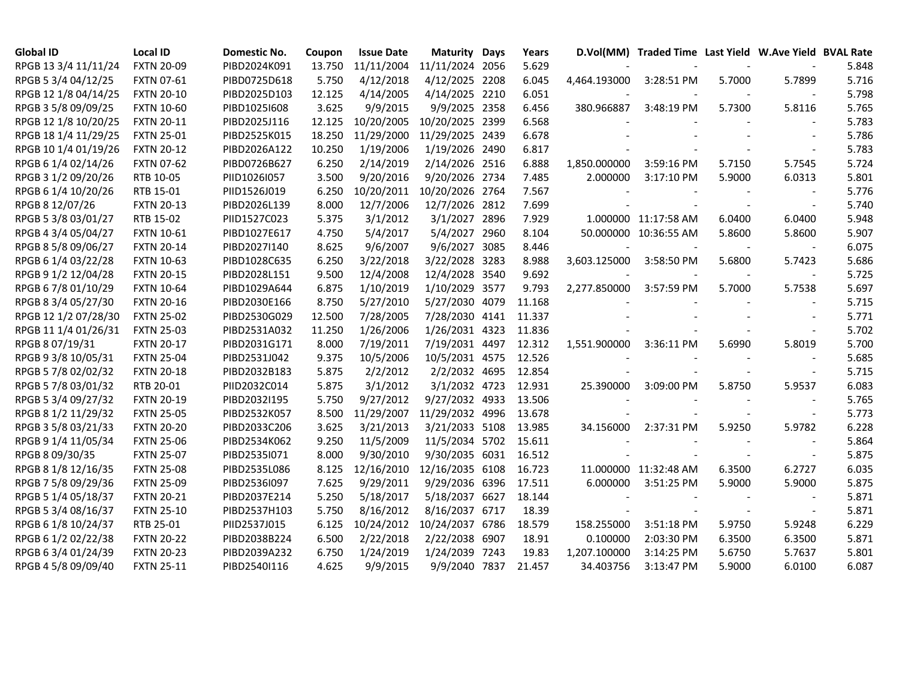| Global ID | Local ID | Domestic No. | Coupon | Issue Date | Maturity | Days | Years | D.Vol(MM) | Traded Time | Last Yield | W.Ave Yield | BVAL Rate |
|---|---|---|---|---|---|---|---|---|---|---|---|---|
| RPGB 13 3/4 11/11/24 | FXTN 20-09 | PIBD2024K091 | 13.750 | 11/11/2004 | 11/11/2024 | 2056 | 5.629 | - | - | - | - | 5.848 |
| RPGB 5 3/4 04/12/25 | FXTN 07-61 | PIBD0725D618 | 5.750 | 4/12/2018 | 4/12/2025 | 2208 | 6.045 | 4,464.193000 | 3:28:51 PM | 5.7000 | 5.7899 | 5.716 |
| RPGB 12 1/8 04/14/25 | FXTN 20-10 | PIBD2025D103 | 12.125 | 4/14/2005 | 4/14/2025 | 2210 | 6.051 | - | - | - | - | 5.798 |
| RPGB 3 5/8 09/09/25 | FXTN 10-60 | PIBD1025I608 | 3.625 | 9/9/2015 | 9/9/2025 | 2358 | 6.456 | 380.966887 | 3:48:19 PM | 5.7300 | 5.8116 | 5.765 |
| RPGB 12 1/8 10/20/25 | FXTN 20-11 | PIBD2025J116 | 12.125 | 10/20/2005 | 10/20/2025 | 2399 | 6.568 | - | - | - | - | 5.783 |
| RPGB 18 1/4 11/29/25 | FXTN 25-01 | PIBD2525K015 | 18.250 | 11/29/2000 | 11/29/2025 | 2439 | 6.678 | - | - | - | - | 5.786 |
| RPGB 10 1/4 01/19/26 | FXTN 20-12 | PIBD2026A122 | 10.250 | 1/19/2006 | 1/19/2026 | 2490 | 6.817 | - | - | - | - | 5.783 |
| RPGB 6 1/4 02/14/26 | FXTN 07-62 | PIBD0726B627 | 6.250 | 2/14/2019 | 2/14/2026 | 2516 | 6.888 | 1,850.000000 | 3:59:16 PM | 5.7150 | 5.7545 | 5.724 |
| RPGB 3 1/2 09/20/26 | RTB 10-05 | PIID1026I057 | 3.500 | 9/20/2016 | 9/20/2026 | 2734 | 7.485 | 2.000000 | 3:17:10 PM | 5.9000 | 6.0313 | 5.801 |
| RPGB 6 1/4 10/20/26 | RTB 15-01 | PIID1526J019 | 6.250 | 10/20/2011 | 10/20/2026 | 2764 | 7.567 | - | - | - | - | 5.776 |
| RPGB 8 12/07/26 | FXTN 20-13 | PIBD2026L139 | 8.000 | 12/7/2006 | 12/7/2026 | 2812 | 7.699 | - | - | - | - | 5.740 |
| RPGB 5 3/8 03/01/27 | RTB 15-02 | PIID1527C023 | 5.375 | 3/1/2012 | 3/1/2027 | 2896 | 7.929 | 1.000000 | 11:17:58 AM | 6.0400 | 6.0400 | 5.948 |
| RPGB 4 3/4 05/04/27 | FXTN 10-61 | PIBD1027E617 | 4.750 | 5/4/2017 | 5/4/2027 | 2960 | 8.104 | 50.000000 | 10:36:55 AM | 5.8600 | 5.8600 | 5.907 |
| RPGB 8 5/8 09/06/27 | FXTN 20-14 | PIBD2027I140 | 8.625 | 9/6/2007 | 9/6/2027 | 3085 | 8.446 | - | - | - | - | 6.075 |
| RPGB 6 1/4 03/22/28 | FXTN 10-63 | PIBD1028C635 | 6.250 | 3/22/2018 | 3/22/2028 | 3283 | 8.988 | 3,603.125000 | 3:58:50 PM | 5.6800 | 5.7423 | 5.686 |
| RPGB 9 1/2 12/04/28 | FXTN 20-15 | PIBD2028L151 | 9.500 | 12/4/2008 | 12/4/2028 | 3540 | 9.692 | - | - | - | - | 5.725 |
| RPGB 6 7/8 01/10/29 | FXTN 10-64 | PIBD1029A644 | 6.875 | 1/10/2019 | 1/10/2029 | 3577 | 9.793 | 2,277.850000 | 3:57:59 PM | 5.7000 | 5.7538 | 5.697 |
| RPGB 8 3/4 05/27/30 | FXTN 20-16 | PIBD2030E166 | 8.750 | 5/27/2010 | 5/27/2030 | 4079 | 11.168 | - | - | - | - | 5.715 |
| RPGB 12 1/2 07/28/30 | FXTN 25-02 | PIBD2530G029 | 12.500 | 7/28/2005 | 7/28/2030 | 4141 | 11.337 | - | - | - | - | 5.771 |
| RPGB 11 1/4 01/26/31 | FXTN 25-03 | PIBD2531A032 | 11.250 | 1/26/2006 | 1/26/2031 | 4323 | 11.836 | - | - | - | - | 5.702 |
| RPGB 8 07/19/31 | FXTN 20-17 | PIBD2031G171 | 8.000 | 7/19/2011 | 7/19/2031 | 4497 | 12.312 | 1,551.900000 | 3:36:11 PM | 5.6990 | 5.8019 | 5.700 |
| RPGB 9 3/8 10/05/31 | FXTN 25-04 | PIBD2531J042 | 9.375 | 10/5/2006 | 10/5/2031 | 4575 | 12.526 | - | - | - | - | 5.685 |
| RPGB 5 7/8 02/02/32 | FXTN 20-18 | PIBD2032B183 | 5.875 | 2/2/2012 | 2/2/2032 | 4695 | 12.854 | - | - | - | - | 5.715 |
| RPGB 5 7/8 03/01/32 | RTB 20-01 | PIID2032C014 | 5.875 | 3/1/2012 | 3/1/2032 | 4723 | 12.931 | 25.390000 | 3:09:00 PM | 5.8750 | 5.9537 | 6.083 |
| RPGB 5 3/4 09/27/32 | FXTN 20-19 | PIBD2032I195 | 5.750 | 9/27/2012 | 9/27/2032 | 4933 | 13.506 | - | - | - | - | 5.765 |
| RPGB 8 1/2 11/29/32 | FXTN 25-05 | PIBD2532K057 | 8.500 | 11/29/2007 | 11/29/2032 | 4996 | 13.678 | - | - | - | - | 5.773 |
| RPGB 3 5/8 03/21/33 | FXTN 20-20 | PIBD2033C206 | 3.625 | 3/21/2013 | 3/21/2033 | 5108 | 13.985 | 34.156000 | 2:37:31 PM | 5.9250 | 5.9782 | 6.228 |
| RPGB 9 1/4 11/05/34 | FXTN 25-06 | PIBD2534K062 | 9.250 | 11/5/2009 | 11/5/2034 | 5702 | 15.611 | - | - | - | - | 5.864 |
| RPGB 8 09/30/35 | FXTN 25-07 | PIBD2535I071 | 8.000 | 9/30/2010 | 9/30/2035 | 6031 | 16.512 | - | - | - | - | 5.875 |
| RPGB 8 1/8 12/16/35 | FXTN 25-08 | PIBD2535L086 | 8.125 | 12/16/2010 | 12/16/2035 | 6108 | 16.723 | 11.000000 | 11:32:48 AM | 6.3500 | 6.2727 | 6.035 |
| RPGB 7 5/8 09/29/36 | FXTN 25-09 | PIBD2536I097 | 7.625 | 9/29/2011 | 9/29/2036 | 6396 | 17.511 | 6.000000 | 3:51:25 PM | 5.9000 | 5.9000 | 5.875 |
| RPGB 5 1/4 05/18/37 | FXTN 20-21 | PIBD2037E214 | 5.250 | 5/18/2017 | 5/18/2037 | 6627 | 18.144 | - | - | - | - | 5.871 |
| RPGB 5 3/4 08/16/37 | FXTN 25-10 | PIBD2537H103 | 5.750 | 8/16/2012 | 8/16/2037 | 6717 | 18.39 | - | - | - | - | 5.871 |
| RPGB 6 1/8 10/24/37 | RTB 25-01 | PIID2537J015 | 6.125 | 10/24/2012 | 10/24/2037 | 6786 | 18.579 | 158.255000 | 3:51:18 PM | 5.9750 | 5.9248 | 6.229 |
| RPGB 6 1/2 02/22/38 | FXTN 20-22 | PIBD2038B224 | 6.500 | 2/22/2018 | 2/22/2038 | 6907 | 18.91 | 0.100000 | 2:03:30 PM | 6.3500 | 6.3500 | 5.871 |
| RPGB 6 3/4 01/24/39 | FXTN 20-23 | PIBD2039A232 | 6.750 | 1/24/2019 | 1/24/2039 | 7243 | 19.83 | 1,207.100000 | 3:14:25 PM | 5.6750 | 5.7637 | 5.801 |
| RPGB 4 5/8 09/09/40 | FXTN 25-11 | PIBD2540I116 | 4.625 | 9/9/2015 | 9/9/2040 | 7837 | 21.457 | 34.403756 | 3:13:47 PM | 5.9000 | 6.0100 | 6.087 |